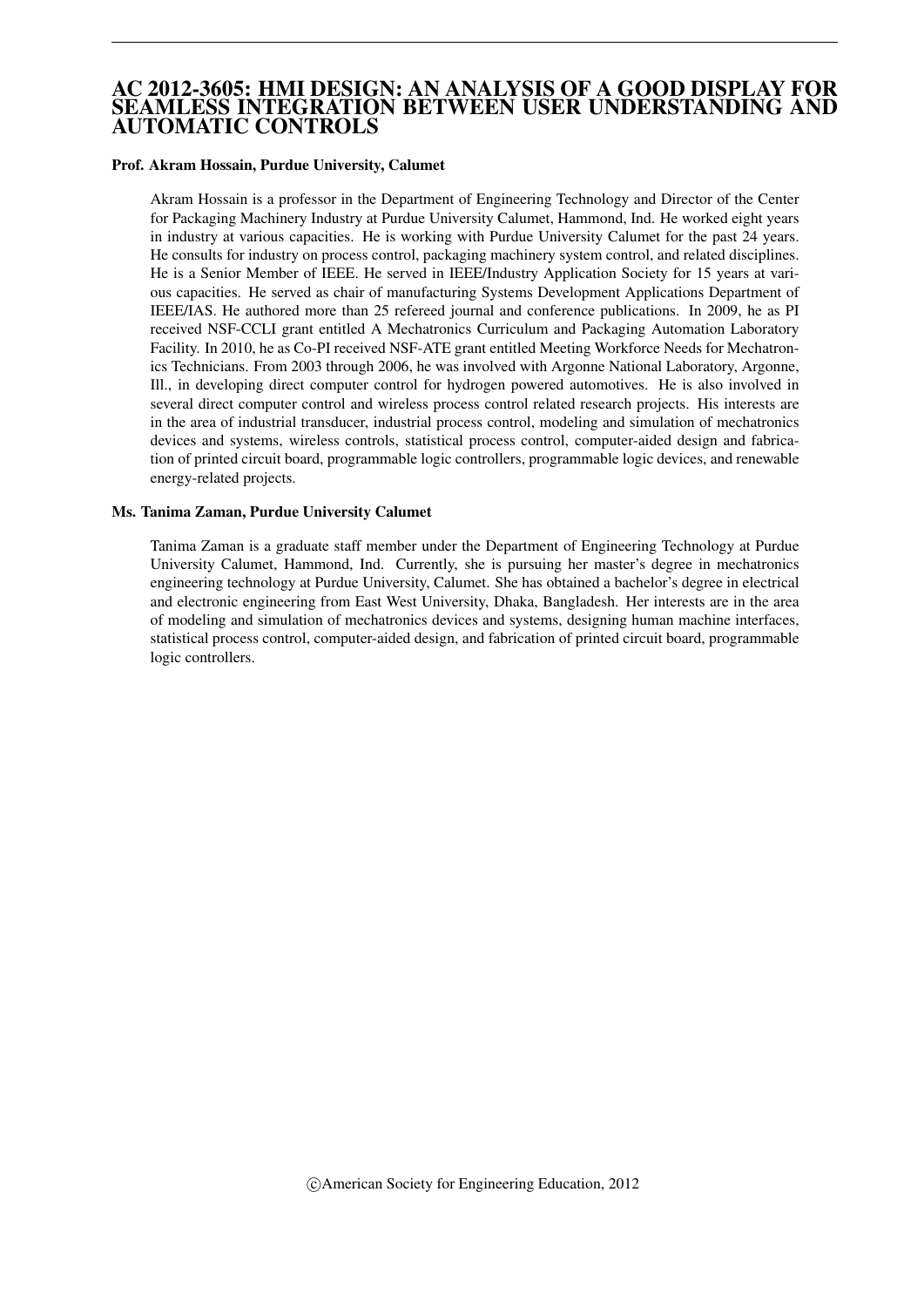# AC 2012-3605: HMI DESIGN: AN ANALYSIS OF A GOOD DISPLAY FOR SEAMLESS INTEGRATION BETWEEN USER UNDERSTANDING AND AUTOMATIC CONTROLS

**Prof. Akram Hossain, Purdue University, Calumet**

Akram Hossain is a professor in the Department of Engineering Technology and Director of the Center for Packaging Machinery Industry at Purdue University Calumet, Hammond, Ind. He worked eight years in industry at various capacities. He is working with Purdue University Calumet for the past 24 years. He consults for industry on process control, packaging machinery system control, and related disciplines. He is a Senior Member of IEEE. He served in IEEE/Industry Application Society for 15 years at various capacities. He served as chair of manufacturing Systems Development Applications Department of IEEE/IAS. He authored more than 25 refereed journal and conference publications. In 2009, he as PI received NSF-CCLI grant entitled A Mechatronics Curriculum and Packaging Automation Laboratory Facility. In 2010, he as Co-PI received NSF-ATE grant entitled Meeting Workforce Needs for Mechatronics Technicians. From 2003 through 2006, he was involved with Argonne National Laboratory, Argonne, Ill., in developing direct computer control for hydrogen powered automotives. He is also involved in several direct computer control and wireless process control related research projects. His interests are in the area of industrial transducer, industrial process control, modeling and simulation of mechatronics devices and systems, wireless controls, statistical process control, computer-aided design and fabrication of printed circuit board, programmable logic controllers, programmable logic devices, and renewable energy-related projects.

**Ms. Tanima Zaman, Purdue University Calumet**

Tanima Zaman is a graduate staff member under the Department of Engineering Technology at Purdue University Calumet, Hammond, Ind. Currently, she is pursuing her master's degree in mechatronics engineering technology at Purdue University, Calumet. She has obtained a bachelor's degree in electrical and electronic engineering from East West University, Dhaka, Bangladesh. Her interests are in the area of modeling and simulation of mechatronics devices and systems, designing human machine interfaces, statistical process control, computer-aided design, and fabrication of printed circuit board, programmable logic controllers.

©American Society for Engineering Education, 2012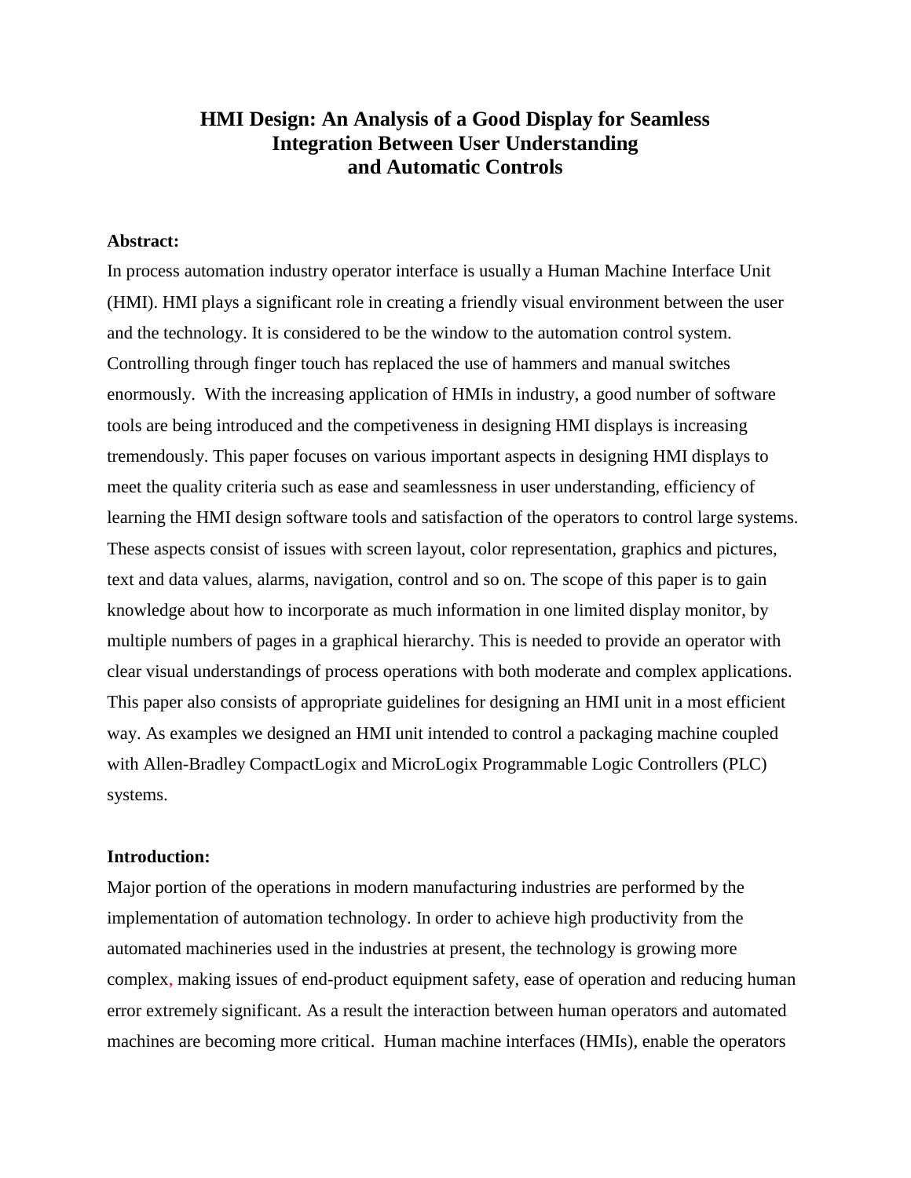# HMI Design: An Analysis of a Good Display for Seamless Integration Between User Understanding and Automatic Controls

**Abstract:**

In process automation industry operator interface is usually a Human Machine Interface Unit (HMI). HMI plays a significant role in creating a friendly visual environment between the user and the technology. It is considered to be the window to the automation control system. Controlling through finger touch has replaced the use of hammers and manual switches enormously. With the increasing application of HMIs in industry, a good number of software tools are being introduced and the competiveness in designing HMI displays is increasing tremendously. This paper focuses on various important aspects in designing HMI displays to meet the quality criteria such as ease and seamlessness in user understanding, efficiency of learning the HMI design software tools and satisfaction of the operators to control large systems. These aspects consist of issues with screen layout, color representation, graphics and pictures, text and data values, alarms, navigation, control and so on. The scope of this paper is to gain knowledge about how to incorporate as much information in one limited display monitor, by multiple numbers of pages in a graphical hierarchy. This is needed to provide an operator with clear visual understandings of process operations with both moderate and complex applications. This paper also consists of appropriate guidelines for designing an HMI unit in a most efficient way. As examples we designed an HMI unit intended to control a packaging machine coupled with Allen-Bradley CompactLogix and MicroLogix Programmable Logic Controllers (PLC) systems.

**Introduction:**

Major portion of the operations in modern manufacturing industries are performed by the implementation of automation technology. In order to achieve high productivity from the automated machineries used in the industries at present, the technology is growing more complex, making issues of end-product equipment safety, ease of operation and reducing human error extremely significant. As a result the interaction between human operators and automated machines are becoming more critical. Human machine interfaces (HMIs), enable the operators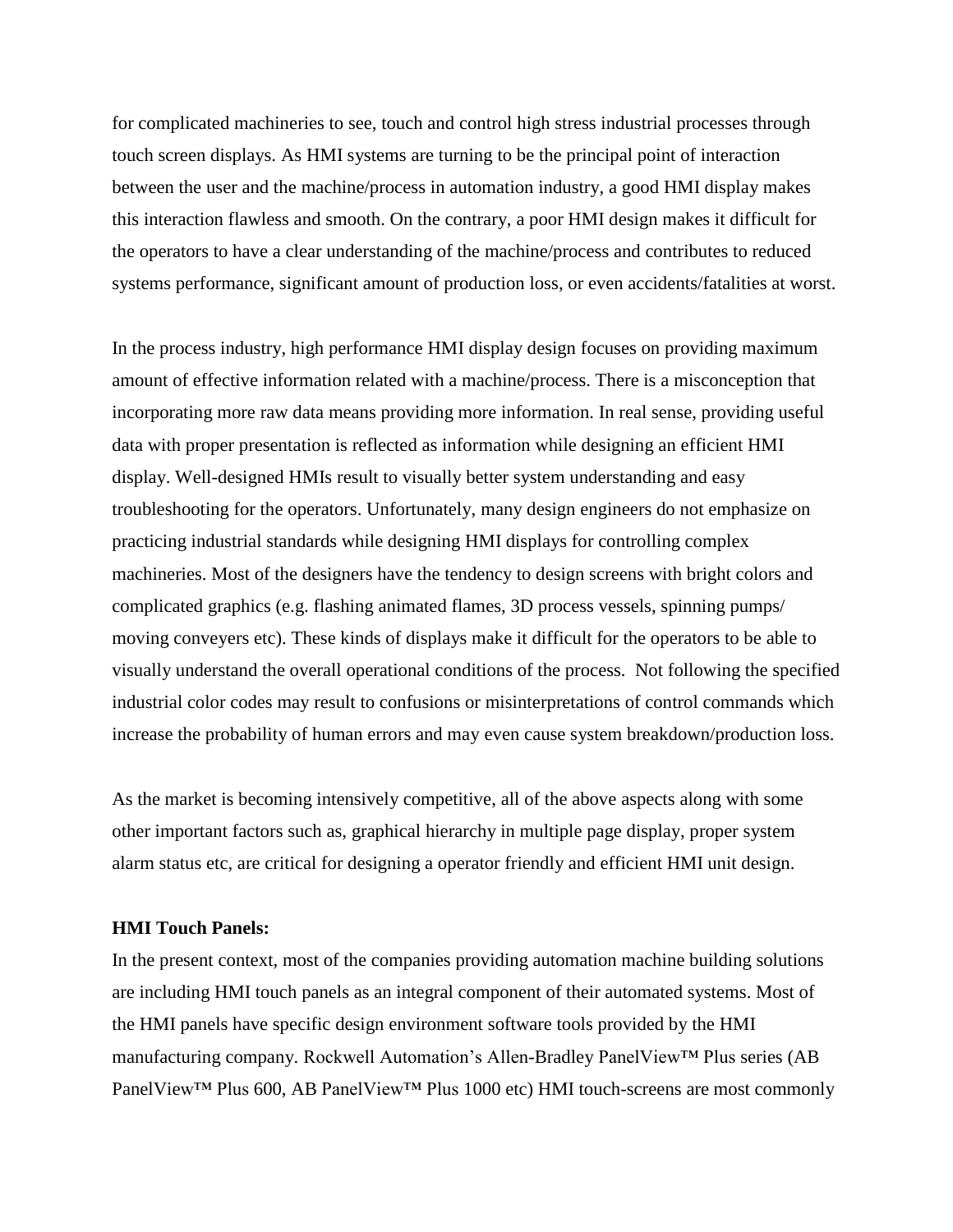for complicated machineries to see, touch and control high stress industrial processes through touch screen displays. As HMI systems are turning to be the principal point of interaction between the user and the machine/process in automation industry, a good HMI display makes this interaction flawless and smooth. On the contrary, a poor HMI design makes it difficult for the operators to have a clear understanding of the machine/process and contributes to reduced systems performance, significant amount of production loss, or even accidents/fatalities at worst.

In the process industry, high performance HMI display design focuses on providing maximum amount of effective information related with a machine/process. There is a misconception that incorporating more raw data means providing more information. In real sense, providing useful data with proper presentation is reflected as information while designing an efficient HMI display. Well-designed HMIs result to visually better system understanding and easy troubleshooting for the operators. Unfortunately, many design engineers do not emphasize on practicing industrial standards while designing HMI displays for controlling complex machineries. Most of the designers have the tendency to design screens with bright colors and complicated graphics (e.g. flashing animated flames, 3D process vessels, spinning pumps/ moving conveyers etc). These kinds of displays make it difficult for the operators to be able to visually understand the overall operational conditions of the process. Not following the specified industrial color codes may result to confusions or misinterpretations of control commands which increase the probability of human errors and may even cause system breakdown/production loss.

As the market is becoming intensively competitive, all of the above aspects along with some other important factors such as, graphical hierarchy in multiple page display, proper system alarm status etc, are critical for designing a operator friendly and efficient HMI unit design.

**HMI Touch Panels:**

In the present context, most of the companies providing automation machine building solutions are including HMI touch panels as an integral component of their automated systems. Most of the HMI panels have specific design environment software tools provided by the HMI manufacturing company. Rockwell Automation's Allen-Bradley PanelView™ Plus series (AB PanelView™ Plus 600, AB PanelView™ Plus 1000 etc) HMI touch-screens are most commonly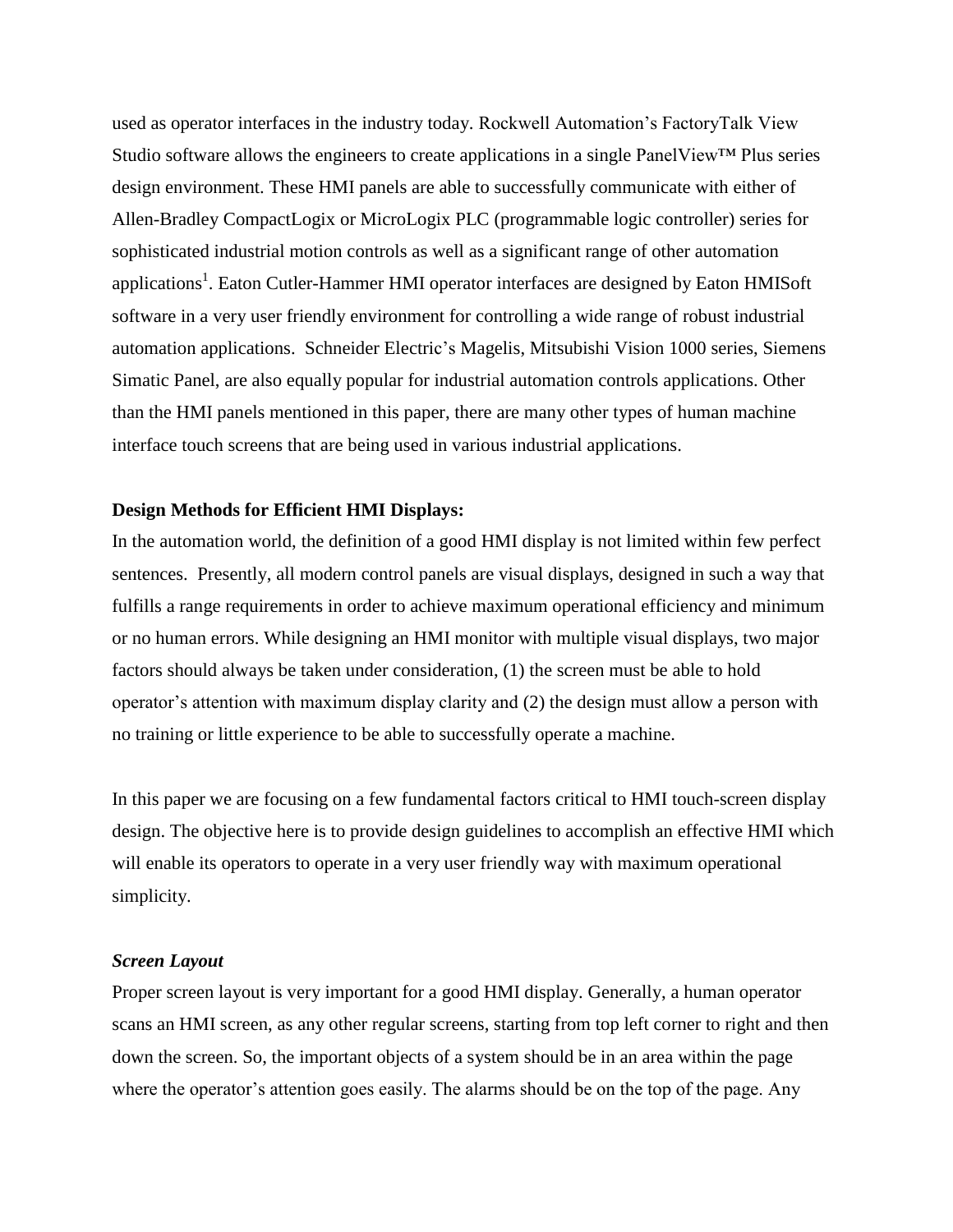used as operator interfaces in the industry today. Rockwell Automation's FactoryTalk View Studio software allows the engineers to create applications in a single PanelView™ Plus series design environment. These HMI panels are able to successfully communicate with either of Allen-Bradley CompactLogix or MicroLogix PLC (programmable logic controller) series for sophisticated industrial motion controls as well as a significant range of other automation applications[1]. Eaton Cutler-Hammer HMI operator interfaces are designed by Eaton HMISoft software in a very user friendly environment for controlling a wide range of robust industrial automation applications. Schneider Electric's Magelis, Mitsubishi Vision 1000 series, Siemens Simatic Panel, are also equally popular for industrial automation controls applications. Other than the HMI panels mentioned in this paper, there are many other types of human machine interface touch screens that are being used in various industrial applications.

**Design Methods for Efficient HMI Displays:**

In the automation world, the definition of a good HMI display is not limited within few perfect sentences. Presently, all modern control panels are visual displays, designed in such a way that fulfills a range requirements in order to achieve maximum operational efficiency and minimum or no human errors. While designing an HMI monitor with multiple visual displays, two major factors should always be taken under consideration, (1) the screen must be able to hold operator's attention with maximum display clarity and (2) the design must allow a person with no training or little experience to be able to successfully operate a machine.

In this paper we are focusing on a few fundamental factors critical to HMI touch-screen display design. The objective here is to provide design guidelines to accomplish an effective HMI which will enable its operators to operate in a very user friendly way with maximum operational simplicity.

***Screen Layout***

Proper screen layout is very important for a good HMI display. Generally, a human operator scans an HMI screen, as any other regular screens, starting from top left corner to right and then down the screen. So, the important objects of a system should be in an area within the page where the operator's attention goes easily. The alarms should be on the top of the page. Any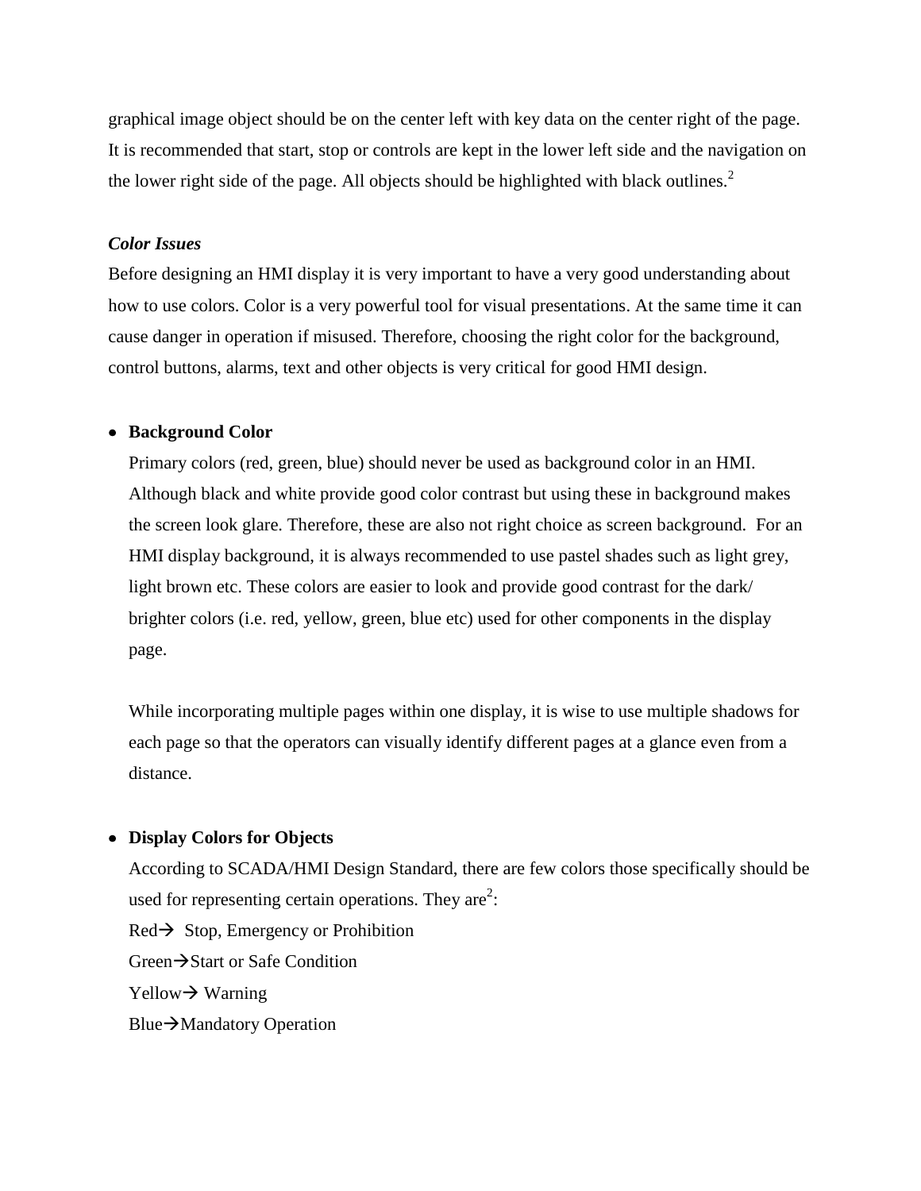graphical image object should be on the center left with key data on the center right of the page. It is recommended that start, stop or controls are kept in the lower left side and the navigation on the lower right side of the page. All objects should be highlighted with black outlines.[2]

### *Color Issues*

Before designing an HMI display it is very important to have a very good understanding about how to use colors. Color is a very powerful tool for visual presentations. At the same time it can cause danger in operation if misused. Therefore, choosing the right color for the background, control buttons, alarms, text and other objects is very critical for good HMI design.

- **Background Color**

  Primary colors (red, green, blue) should never be used as background color in an HMI. Although black and white provide good color contrast but using these in background makes the screen look glare. Therefore, these are also not right choice as screen background. For an HMI display background, it is always recommended to use pastel shades such as light grey, light brown etc. These colors are easier to look and provide good contrast for the dark/ brighter colors (i.e. red, yellow, green, blue etc) used for other components in the display page.

  While incorporating multiple pages within one display, it is wise to use multiple shadows for each page so that the operators can visually identify different pages at a glance even from a distance.

- **Display Colors for Objects**

  According to SCADA/HMI Design Standard, there are few colors those specifically should be used for representing certain operations. They are[2]:

  Red→ Stop, Emergency or Prohibition

  Green→Start or Safe Condition

  Yellow→ Warning

  Blue→Mandatory Operation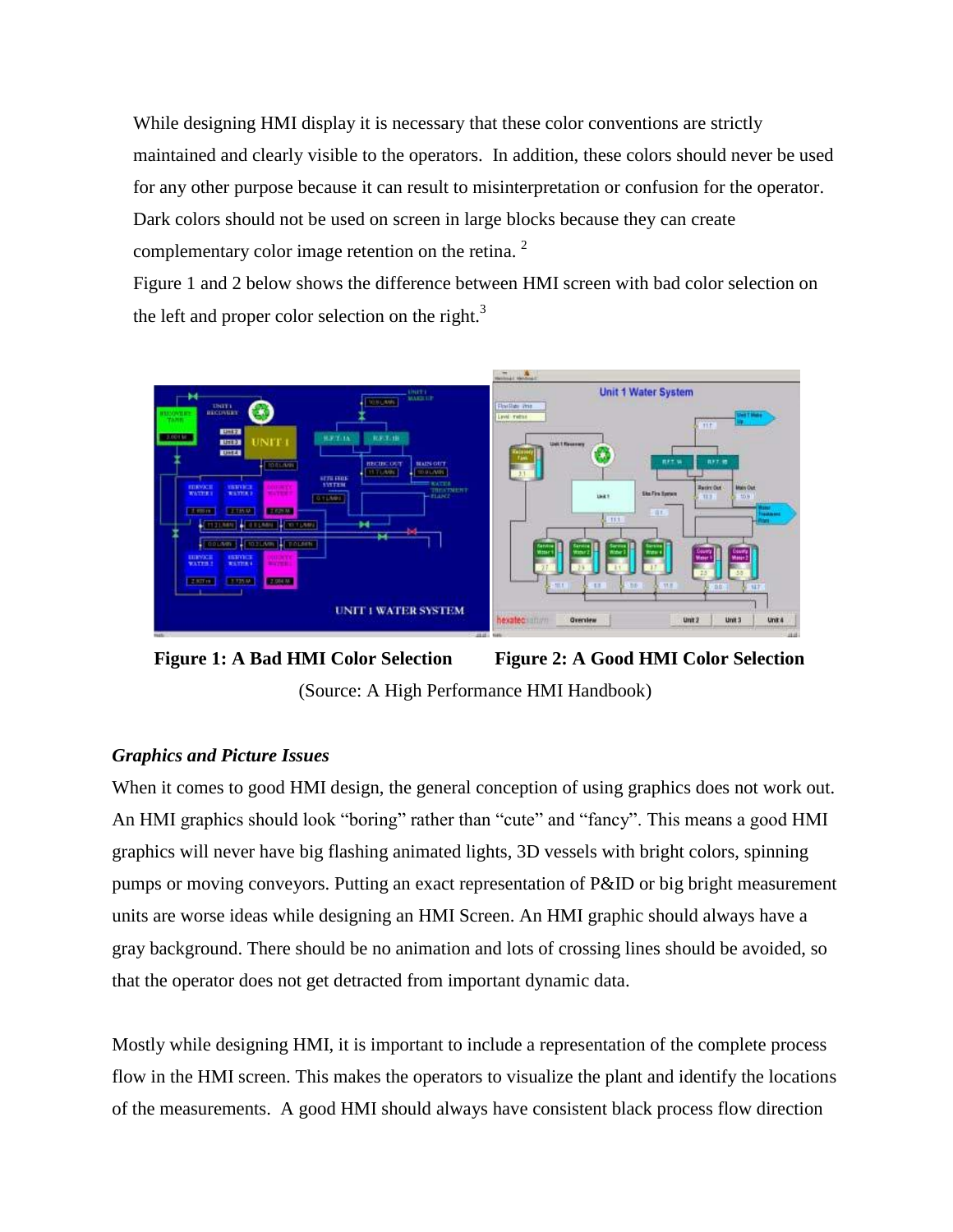While designing HMI display it is necessary that these color conventions are strictly maintained and clearly visible to the operators. In addition, these colors should never be used for any other purpose because it can result to misinterpretation or confusion for the operator. Dark colors should not be used on screen in large blocks because they can create complementary color image retention on the retina. [2]

Figure 1 and 2 below shows the difference between HMI screen with bad color selection on the left and proper color selection on the right.[3]

**Figure 1: A Bad HMI Color Selection** **Figure 2: A Good HMI Color Selection**

(Source: A High Performance HMI Handbook)

***Graphics and Picture Issues***

When it comes to good HMI design, the general conception of using graphics does not work out. An HMI graphics should look "boring" rather than "cute" and "fancy". This means a good HMI graphics will never have big flashing animated lights, 3D vessels with bright colors, spinning pumps or moving conveyors. Putting an exact representation of P&ID or big bright measurement units are worse ideas while designing an HMI Screen. An HMI graphic should always have a gray background. There should be no animation and lots of crossing lines should be avoided, so that the operator does not get detracted from important dynamic data.

Mostly while designing HMI, it is important to include a representation of the complete process flow in the HMI screen. This makes the operators to visualize the plant and identify the locations of the measurements. A good HMI should always have consistent black process flow direction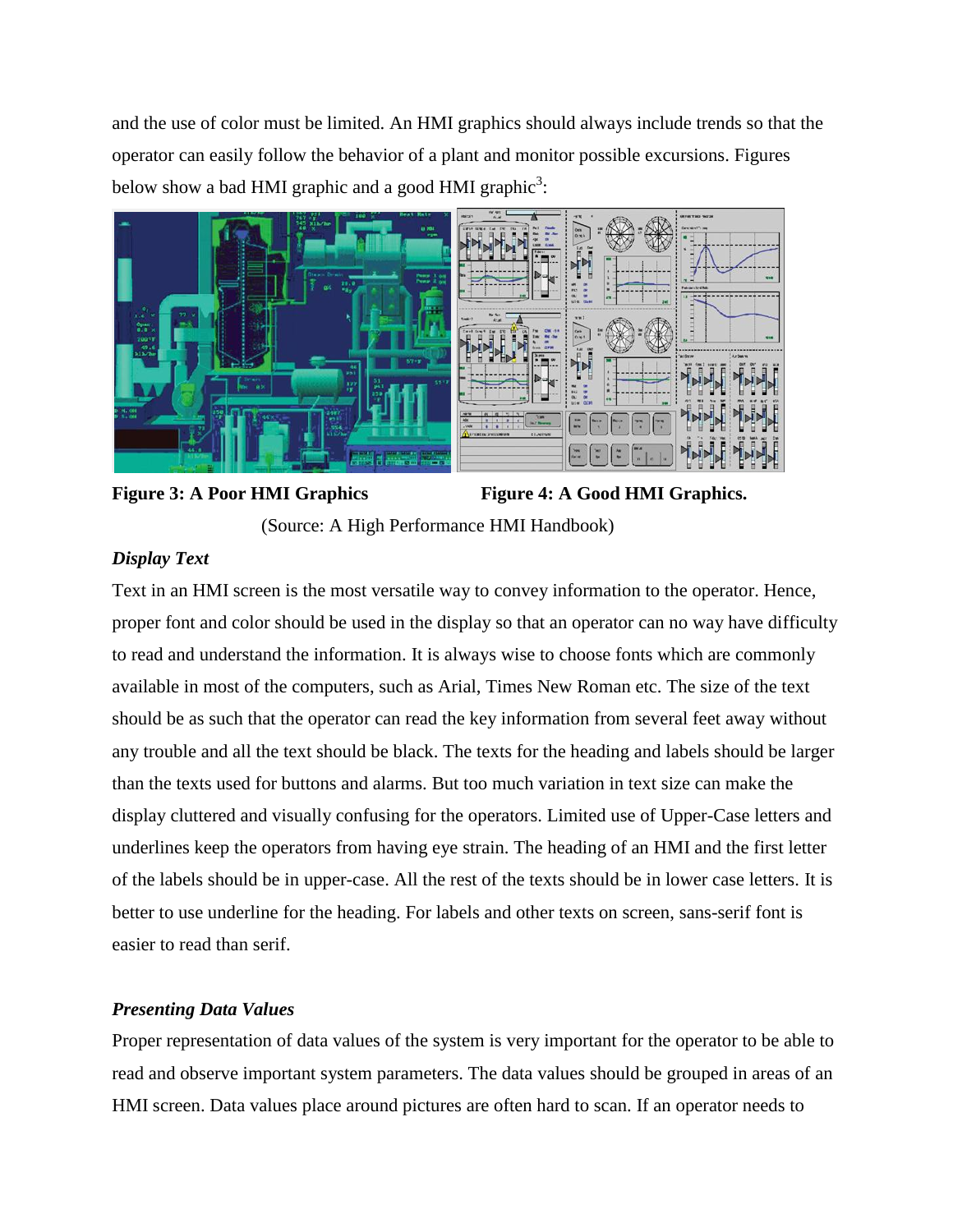and the use of color must be limited. An HMI graphics should always include trends so that the operator can easily follow the behavior of a plant and monitor possible excursions. Figures below show a bad HMI graphic and a good HMI graphic[3]:

**Figure 3: A Poor HMI Graphics** **Figure 4: A Good HMI Graphics.**

(Source: A High Performance HMI Handbook)

### *Display Text*

Text in an HMI screen is the most versatile way to convey information to the operator. Hence, proper font and color should be used in the display so that an operator can no way have difficulty to read and understand the information. It is always wise to choose fonts which are commonly available in most of the computers, such as Arial, Times New Roman etc. The size of the text should be as such that the operator can read the key information from several feet away without any trouble and all the text should be black. The texts for the heading and labels should be larger than the texts used for buttons and alarms. But too much variation in text size can make the display cluttered and visually confusing for the operators. Limited use of Upper-Case letters and underlines keep the operators from having eye strain. The heading of an HMI and the first letter of the labels should be in upper-case. All the rest of the texts should be in lower case letters. It is better to use underline for the heading. For labels and other texts on screen, sans-serif font is easier to read than serif.

### *Presenting Data Values*

Proper representation of data values of the system is very important for the operator to be able to read and observe important system parameters. The data values should be grouped in areas of an HMI screen. Data values place around pictures are often hard to scan. If an operator needs to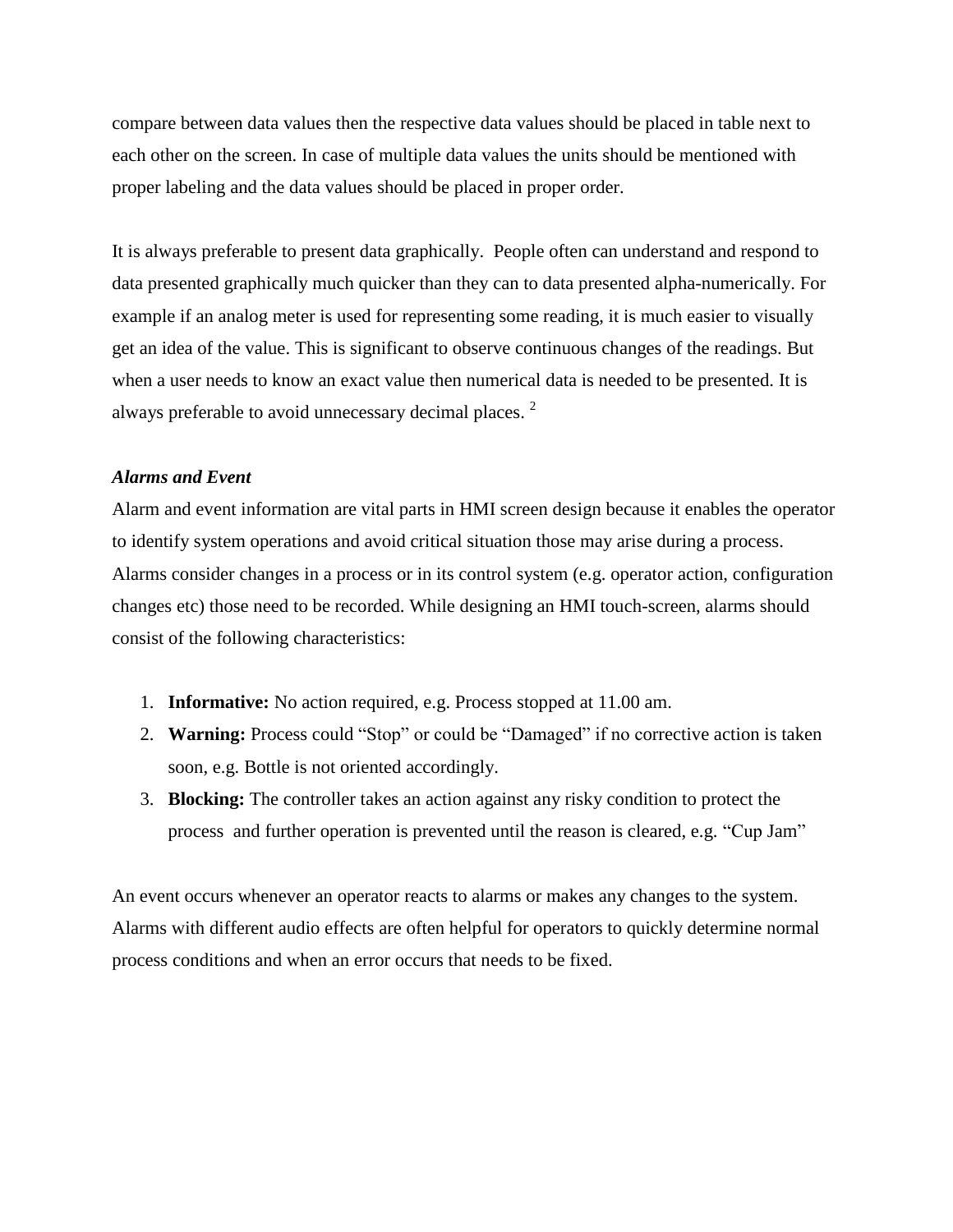compare between data values then the respective data values should be placed in table next to each other on the screen. In case of multiple data values the units should be mentioned with proper labeling and the data values should be placed in proper order.

It is always preferable to present data graphically. People often can understand and respond to data presented graphically much quicker than they can to data presented alpha-numerically. For example if an analog meter is used for representing some reading, it is much easier to visually get an idea of the value. This is significant to observe continuous changes of the readings. But when a user needs to know an exact value then numerical data is needed to be presented. It is always preferable to avoid unnecessary decimal places. [2]

### *Alarms and Event*

Alarm and event information are vital parts in HMI screen design because it enables the operator to identify system operations and avoid critical situation those may arise during a process. Alarms consider changes in a process or in its control system (e.g. operator action, configuration changes etc) those need to be recorded. While designing an HMI touch-screen, alarms should consist of the following characteristics:

1. **Informative:** No action required, e.g. Process stopped at 11.00 am.
2. **Warning:** Process could "Stop" or could be "Damaged" if no corrective action is taken soon, e.g. Bottle is not oriented accordingly.
3. **Blocking:** The controller takes an action against any risky condition to protect the process and further operation is prevented until the reason is cleared, e.g. "Cup Jam"

An event occurs whenever an operator reacts to alarms or makes any changes to the system. Alarms with different audio effects are often helpful for operators to quickly determine normal process conditions and when an error occurs that needs to be fixed.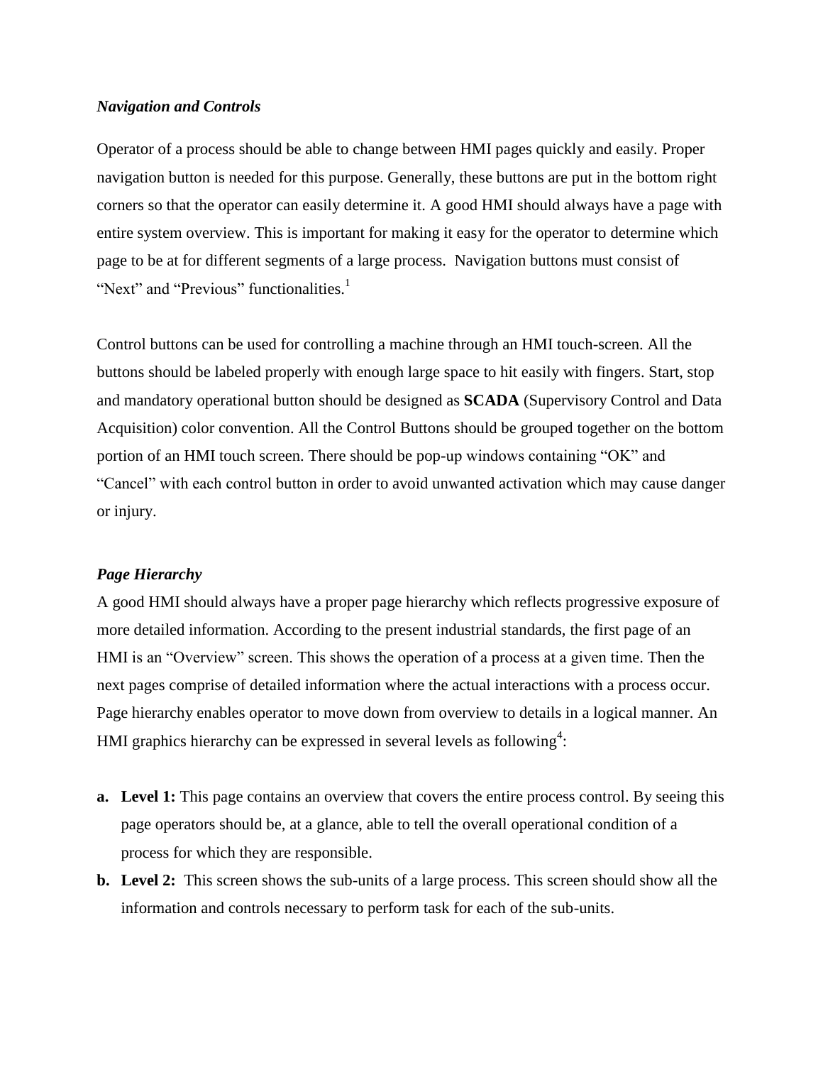### *Navigation and Controls*

Operator of a process should be able to change between HMI pages quickly and easily. Proper navigation button is needed for this purpose. Generally, these buttons are put in the bottom right corners so that the operator can easily determine it. A good HMI should always have a page with entire system overview. This is important for making it easy for the operator to determine which page to be at for different segments of a large process. Navigation buttons must consist of "Next" and "Previous" functionalities.[1]

Control buttons can be used for controlling a machine through an HMI touch-screen. All the buttons should be labeled properly with enough large space to hit easily with fingers. Start, stop and mandatory operational button should be designed as **SCADA** (Supervisory Control and Data Acquisition) color convention. All the Control Buttons should be grouped together on the bottom portion of an HMI touch screen. There should be pop-up windows containing "OK" and "Cancel" with each control button in order to avoid unwanted activation which may cause danger or injury.

### *Page Hierarchy*

A good HMI should always have a proper page hierarchy which reflects progressive exposure of more detailed information. According to the present industrial standards, the first page of an HMI is an "Overview" screen. This shows the operation of a process at a given time. Then the next pages comprise of detailed information where the actual interactions with a process occur. Page hierarchy enables operator to move down from overview to details in a logical manner. An HMI graphics hierarchy can be expressed in several levels as following[4]:

a. **Level 1:** This page contains an overview that covers the entire process control. By seeing this page operators should be, at a glance, able to tell the overall operational condition of a process for which they are responsible.
b. **Level 2:** This screen shows the sub-units of a large process. This screen should show all the information and controls necessary to perform task for each of the sub-units.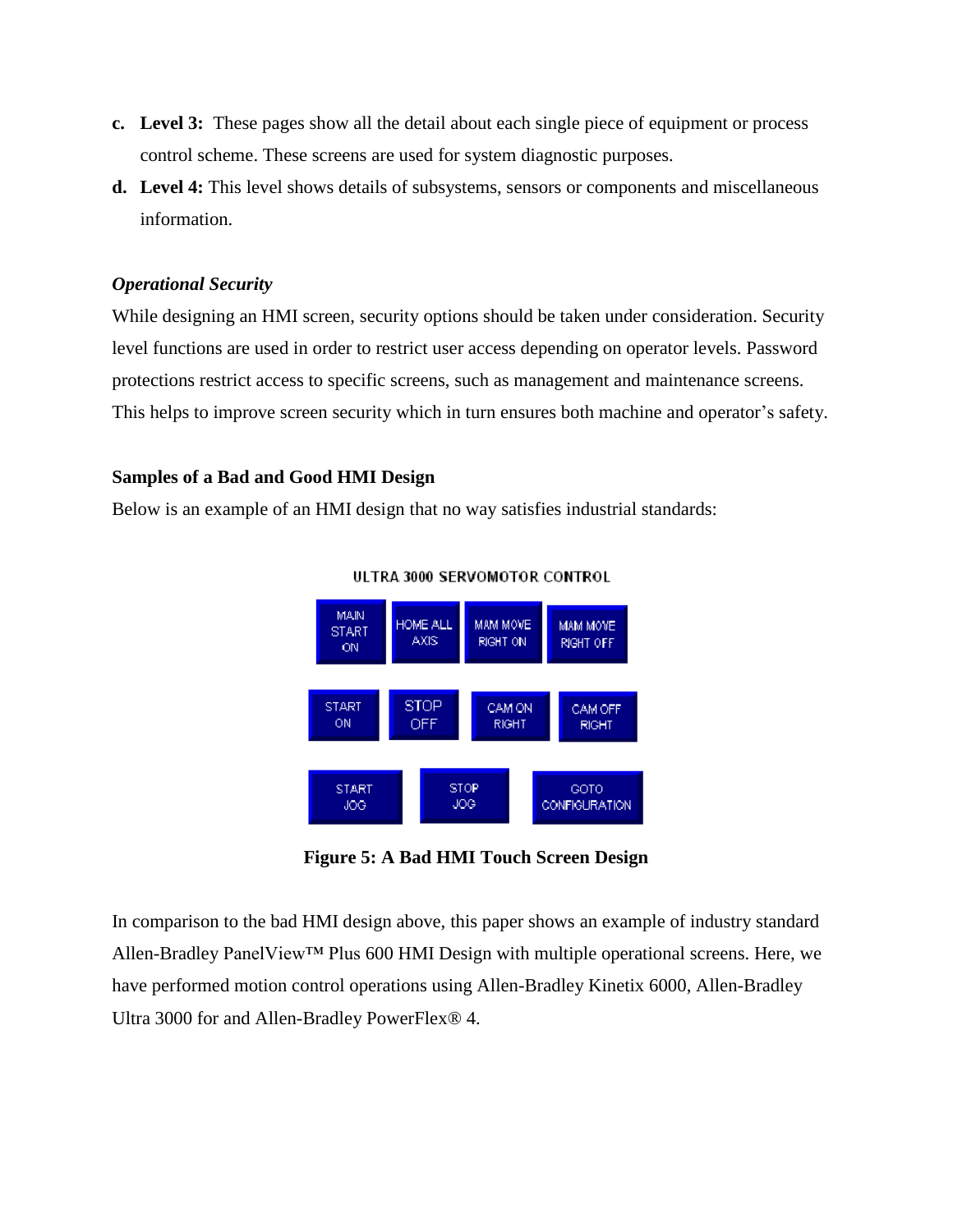c. **Level 3:** These pages show all the detail about each single piece of equipment or process control scheme. These screens are used for system diagnostic purposes.

d. **Level 4:** This level shows details of subsystems, sensors or components and miscellaneous information.

***Operational Security***

While designing an HMI screen, security options should be taken under consideration. Security level functions are used in order to restrict user access depending on operator levels. Password protections restrict access to specific screens, such as management and maintenance screens. This helps to improve screen security which in turn ensures both machine and operator's safety.

**Samples of a Bad and Good HMI Design**

Below is an example of an HMI design that no way satisfies industrial standards:

ULTRA 3000 SERVOMOTOR CONTROL

MAIN START ON | HOME ALL AXIS | MAM MOVE RIGHT ON | MAM MOVE RIGHT OFF

START ON | STOP OFF | CAM ON RIGHT | CAM OFF RIGHT

START JOG | STOP JOG | GOTO CONFIGURATION

**Figure 5: A Bad HMI Touch Screen Design**

In comparison to the bad HMI design above, this paper shows an example of industry standard Allen-Bradley PanelView™ Plus 600 HMI Design with multiple operational screens. Here, we have performed motion control operations using Allen-Bradley Kinetix 6000, Allen-Bradley Ultra 3000 for and Allen-Bradley PowerFlex® 4.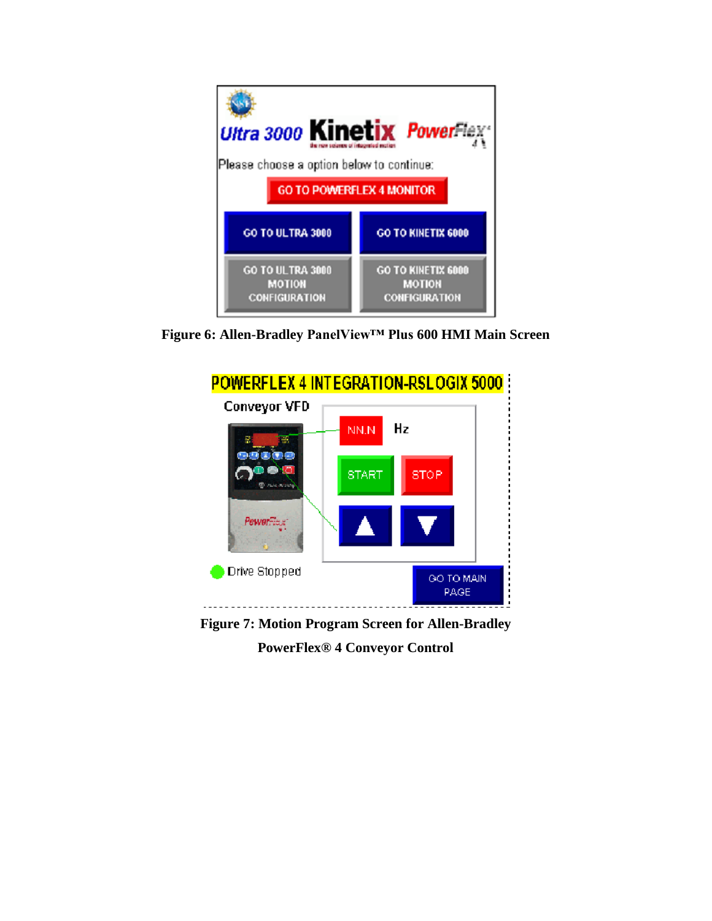Figure 6: Allen-Bradley PanelView™ Plus 600 HMI Main Screen

Figure 7: Motion Program Screen for Allen-Bradley PowerFlex® 4 Conveyor Control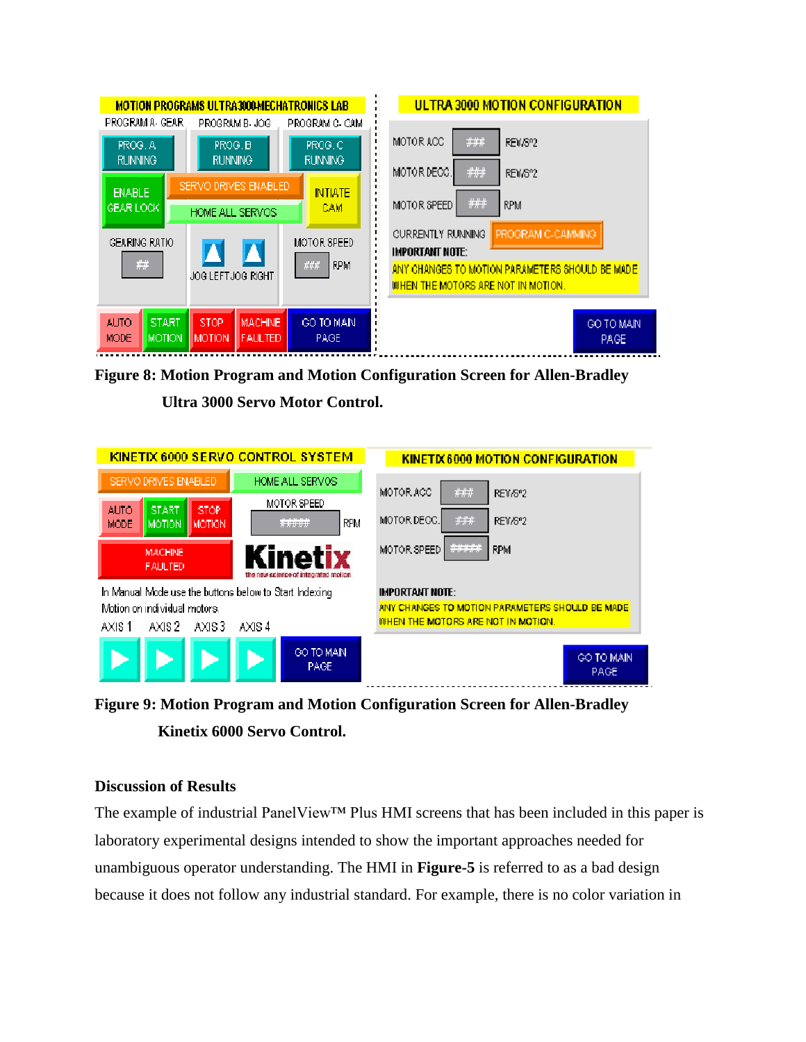**Figure 8: Motion Program and Motion Configuration Screen for Allen-Bradley Ultra 3000 Servo Motor Control.**

**Figure 9: Motion Program and Motion Configuration Screen for Allen-Bradley Kinetix 6000 Servo Control.**

**Discussion of Results**

The example of industrial PanelView™ Plus HMI screens that has been included in this paper is laboratory experimental designs intended to show the important approaches needed for unambiguous operator understanding. The HMI in **Figure-5** is referred to as a bad design because it does not follow any industrial standard. For example, there is no color variation in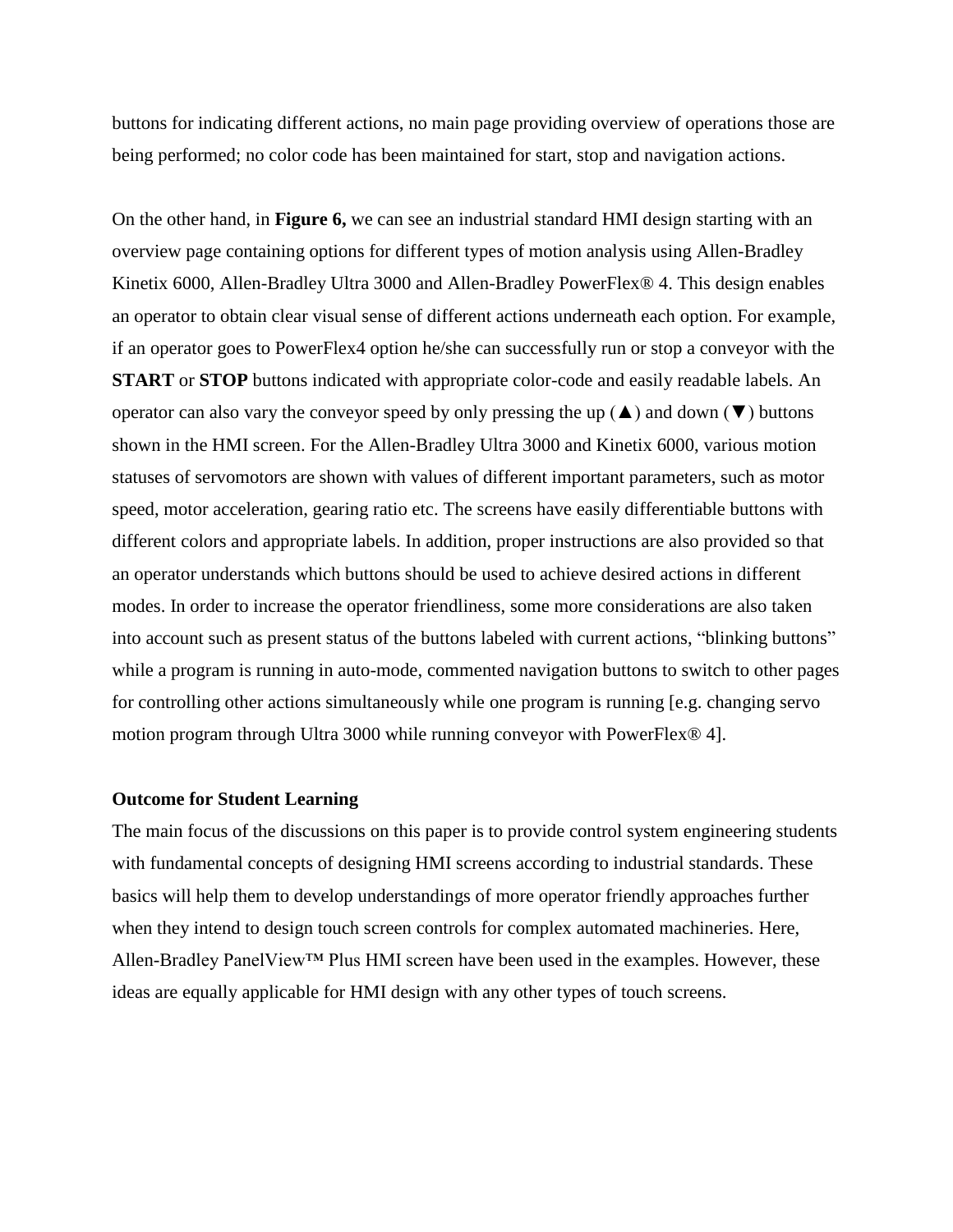buttons for indicating different actions, no main page providing overview of operations those are being performed; no color code has been maintained for start, stop and navigation actions.

On the other hand, in **Figure 6,** we can see an industrial standard HMI design starting with an overview page containing options for different types of motion analysis using Allen-Bradley Kinetix 6000, Allen-Bradley Ultra 3000 and Allen-Bradley PowerFlex® 4. This design enables an operator to obtain clear visual sense of different actions underneath each option. For example, if an operator goes to PowerFlex4 option he/she can successfully run or stop a conveyor with the **START** or **STOP** buttons indicated with appropriate color-code and easily readable labels. An operator can also vary the conveyor speed by only pressing the up (▲) and down (▼) buttons shown in the HMI screen. For the Allen-Bradley Ultra 3000 and Kinetix 6000, various motion statuses of servomotors are shown with values of different important parameters, such as motor speed, motor acceleration, gearing ratio etc. The screens have easily differentiable buttons with different colors and appropriate labels. In addition, proper instructions are also provided so that an operator understands which buttons should be used to achieve desired actions in different modes. In order to increase the operator friendliness, some more considerations are also taken into account such as present status of the buttons labeled with current actions, "blinking buttons" while a program is running in auto-mode, commented navigation buttons to switch to other pages for controlling other actions simultaneously while one program is running [e.g. changing servo motion program through Ultra 3000 while running conveyor with PowerFlex® 4].

**Outcome for Student Learning**

The main focus of the discussions on this paper is to provide control system engineering students with fundamental concepts of designing HMI screens according to industrial standards. These basics will help them to develop understandings of more operator friendly approaches further when they intend to design touch screen controls for complex automated machineries. Here, Allen-Bradley PanelView™ Plus HMI screen have been used in the examples. However, these ideas are equally applicable for HMI design with any other types of touch screens.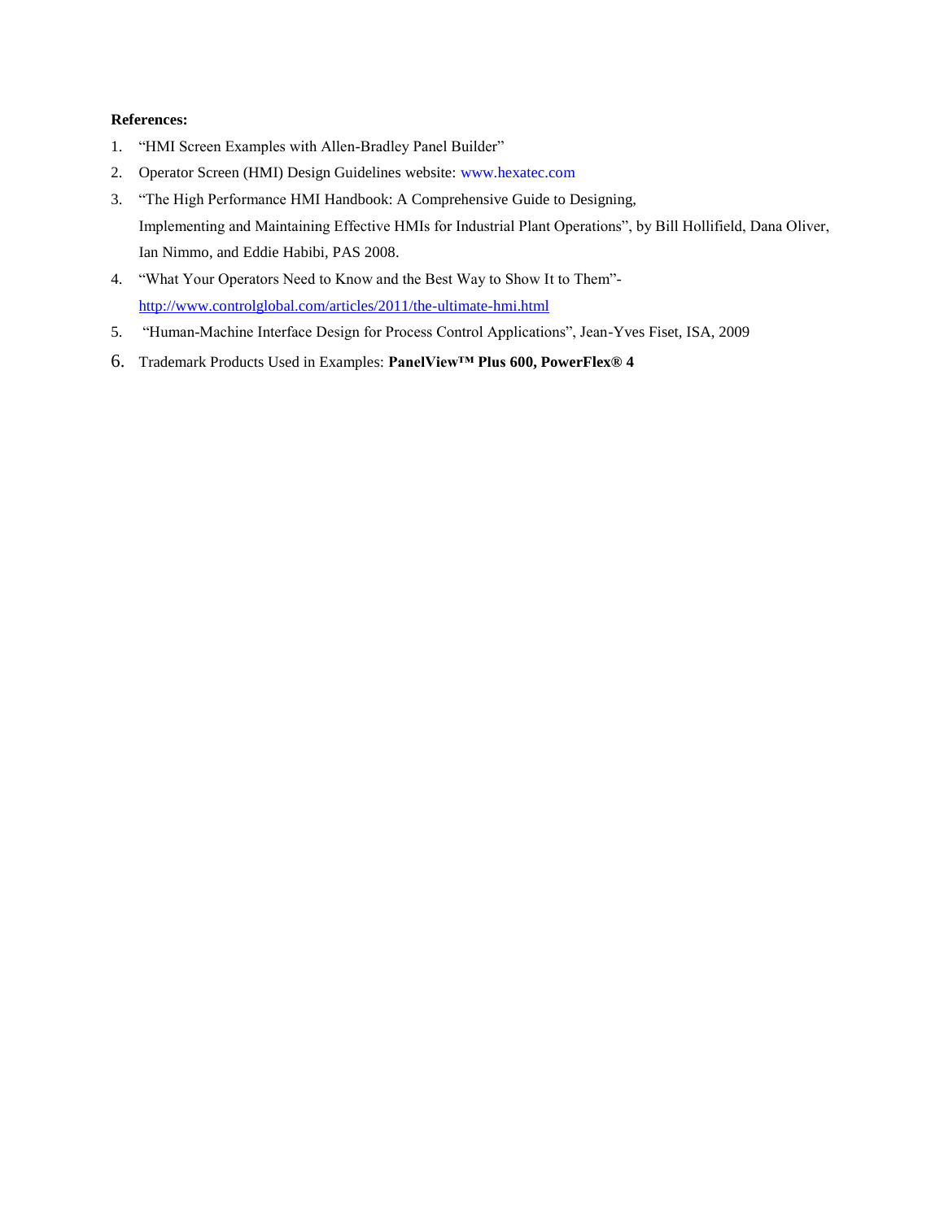**References:**

1. "HMI Screen Examples with Allen-Bradley Panel Builder"
2. Operator Screen (HMI) Design Guidelines website: www.hexatec.com
3. "The High Performance HMI Handbook: A Comprehensive Guide to Designing, Implementing and Maintaining Effective HMIs for Industrial Plant Operations", by Bill Hollifield, Dana Oliver, Ian Nimmo, and Eddie Habibi, PAS 2008.
4. "What Your Operators Need to Know and the Best Way to Show It to Them"- http://www.controlglobal.com/articles/2011/the-ultimate-hmi.html
5. "Human-Machine Interface Design for Process Control Applications", Jean-Yves Fiset, ISA, 2009
6. Trademark Products Used in Examples: **PanelView™ Plus 600, PowerFlex® 4**